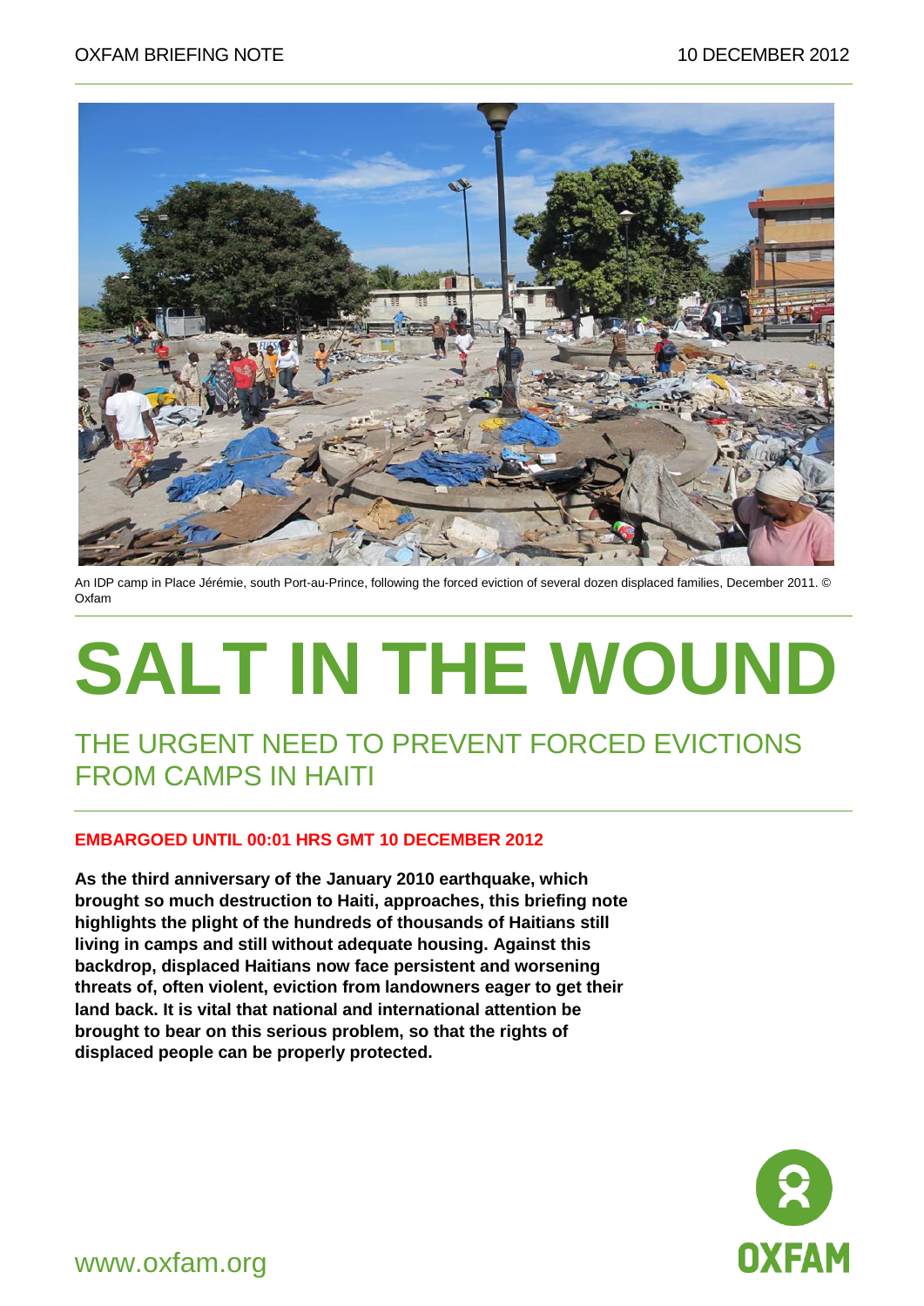OXFAM BRIEFING NOTE 10 DECEMBER 2012

An IDP camp in Place Jérémie, south Port-au-Prince, following the forced eviction of several dozen displaced families, December 2011. © Oxfam

# SALT IN THE WOUND

## THE URGENT NEED TO PREVENT FORCED EVICTIONS FROM CAMPS IN HAITI

**EMBARGOED UNTIL 00:01 HRS GMT 10 DECEMBER 2012**

**As the third anniversary of the January 2010 earthquake, which brought so much destruction to Haiti, approaches, this briefing note highlights the plight of the hundreds of thousands of Haitians still living in camps and still without adequate housing. Against this backdrop, displaced Haitians now face persistent and worsening threats of, often violent, eviction from landowners eager to get their land back. It is vital that national and international attention be brought to bear on this serious problem, so that the rights of displaced people can be properly protected.**

www.oxfam.org

OXFAM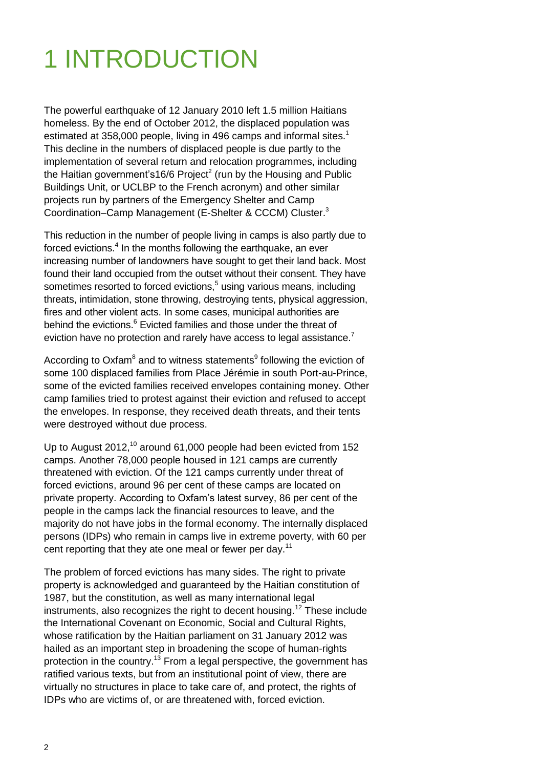# 1 INTRODUCTION

The powerful earthquake of 12 January 2010 left 1.5 million Haitians homeless. By the end of October 2012, the displaced population was estimated at 358,000 people, living in 496 camps and informal sites.[1] This decline in the numbers of displaced people is due partly to the implementation of several return and relocation programmes, including the Haitian government's16/6 Project[2] (run by the Housing and Public Buildings Unit, or UCLBP to the French acronym) and other similar projects run by partners of the Emergency Shelter and Camp Coordination–Camp Management (E-Shelter & CCCM) Cluster.[3]

This reduction in the number of people living in camps is also partly due to forced evictions.[4] In the months following the earthquake, an ever increasing number of landowners have sought to get their land back. Most found their land occupied from the outset without their consent. They have sometimes resorted to forced evictions,[5] using various means, including threats, intimidation, stone throwing, destroying tents, physical aggression, fires and other violent acts. In some cases, municipal authorities are behind the evictions.[6] Evicted families and those under the threat of eviction have no protection and rarely have access to legal assistance.[7]

According to Oxfam[8] and to witness statements[9] following the eviction of some 100 displaced families from Place Jérémie in south Port-au-Prince, some of the evicted families received envelopes containing money. Other camp families tried to protest against their eviction and refused to accept the envelopes. In response, they received death threats, and their tents were destroyed without due process.

Up to August 2012,[10] around 61,000 people had been evicted from 152 camps. Another 78,000 people housed in 121 camps are currently threatened with eviction. Of the 121 camps currently under threat of forced evictions, around 96 per cent of these camps are located on private property. According to Oxfam's latest survey, 86 per cent of the people in the camps lack the financial resources to leave, and the majority do not have jobs in the formal economy. The internally displaced persons (IDPs) who remain in camps live in extreme poverty, with 60 per cent reporting that they ate one meal or fewer per day.[11]

The problem of forced evictions has many sides. The right to private property is acknowledged and guaranteed by the Haitian constitution of 1987, but the constitution, as well as many international legal instruments, also recognizes the right to decent housing.[12] These include the International Covenant on Economic, Social and Cultural Rights, whose ratification by the Haitian parliament on 31 January 2012 was hailed as an important step in broadening the scope of human-rights protection in the country.[13] From a legal perspective, the government has ratified various texts, but from an institutional point of view, there are virtually no structures in place to take care of, and protect, the rights of IDPs who are victims of, or are threatened with, forced eviction.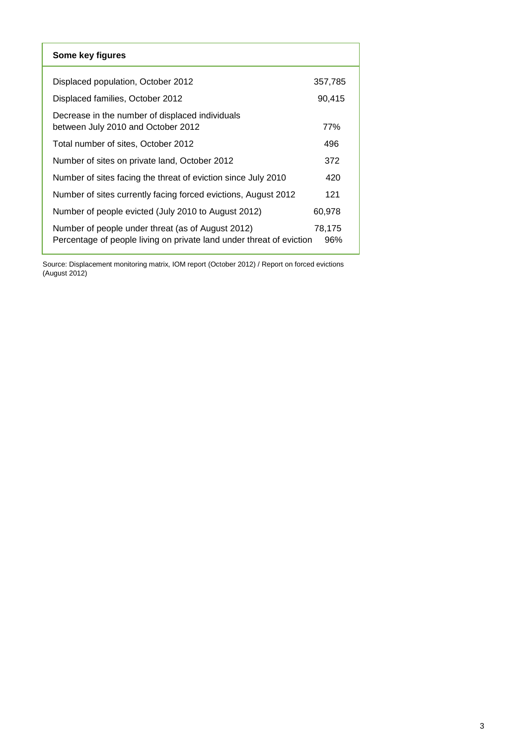**Some key figures**

| | |
|---|---|
| Displaced population, October 2012 | 357,785 |
| Displaced families, October 2012 | 90,415 |
| Decrease in the number of displaced individuals between July 2010 and October 2012 | 77% |
| Total number of sites, October 2012 | 496 |
| Number of sites on private land, October 2012 | 372 |
| Number of sites facing the threat of eviction since July 2010 | 420 |
| Number of sites currently facing forced evictions, August 2012 | 121 |
| Number of people evicted (July 2010 to August 2012) | 60,978 |
| Number of people under threat (as of August 2012) | 78,175 |
| Percentage of people living on private land under threat of eviction | 96% |

Source: Displacement monitoring matrix, IOM report (October 2012) / Report on forced evictions (August 2012)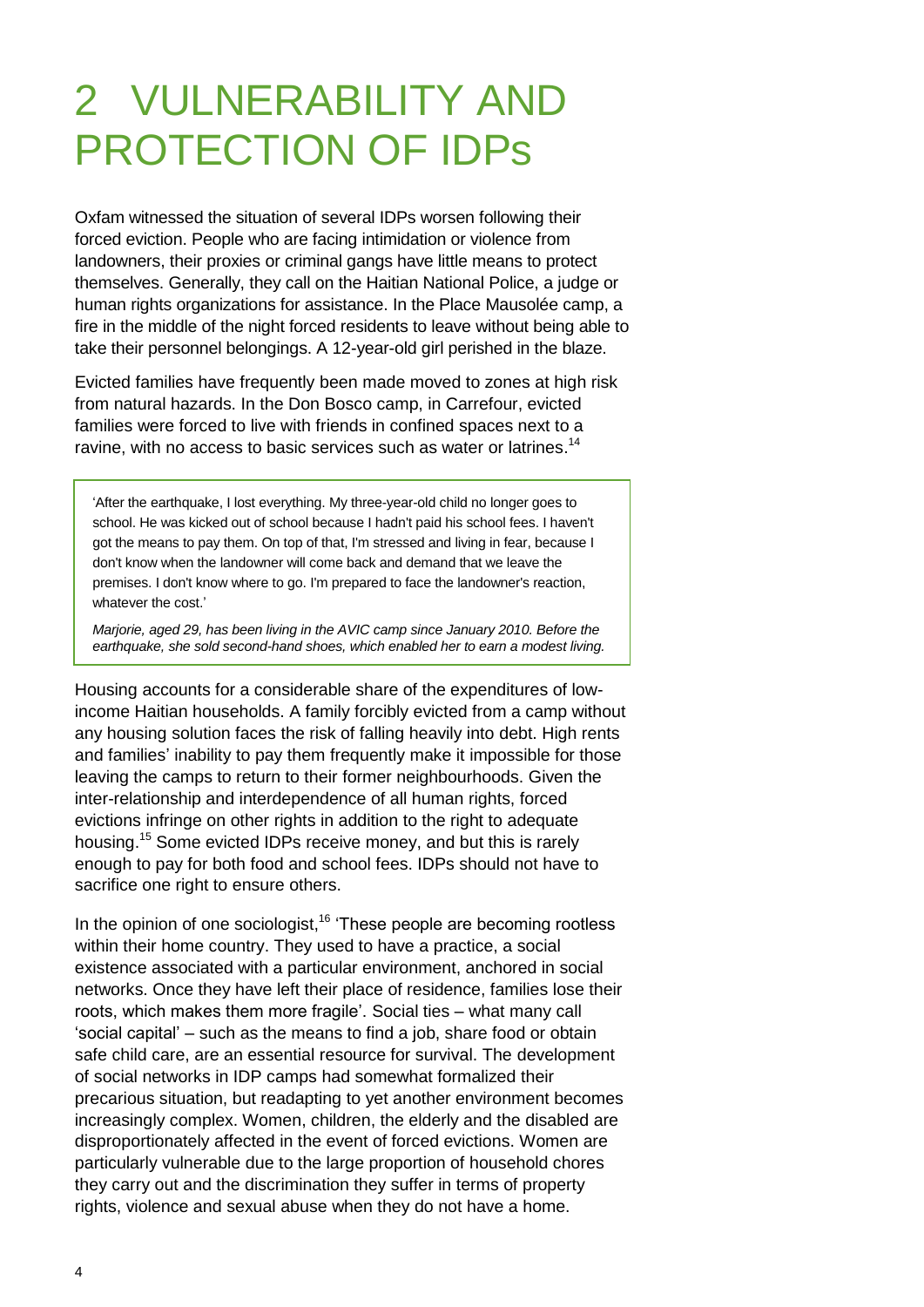# 2 VULNERABILITY AND PROTECTION OF IDPs

Oxfam witnessed the situation of several IDPs worsen following their forced eviction. People who are facing intimidation or violence from landowners, their proxies or criminal gangs have little means to protect themselves. Generally, they call on the Haitian National Police, a judge or human rights organizations for assistance. In the Place Mausolée camp, a fire in the middle of the night forced residents to leave without being able to take their personnel belongings. A 12-year-old girl perished in the blaze.

Evicted families have frequently been made moved to zones at high risk from natural hazards. In the Don Bosco camp, in Carrefour, evicted families were forced to live with friends in confined spaces next to a ravine, with no access to basic services such as water or latrines.[14]

> 'After the earthquake, I lost everything. My three-year-old child no longer goes to school. He was kicked out of school because I hadn't paid his school fees. I haven't got the means to pay them. On top of that, I'm stressed and living in fear, because I don't know when the landowner will come back and demand that we leave the premises. I don't know where to go. I'm prepared to face the landowner's reaction, whatever the cost.'
>
> *Marjorie, aged 29, has been living in the AVIC camp since January 2010. Before the earthquake, she sold second-hand shoes, which enabled her to earn a modest living.*

Housing accounts for a considerable share of the expenditures of low-income Haitian households. A family forcibly evicted from a camp without any housing solution faces the risk of falling heavily into debt. High rents and families' inability to pay them frequently make it impossible for those leaving the camps to return to their former neighbourhoods. Given the inter-relationship and interdependence of all human rights, forced evictions infringe on other rights in addition to the right to adequate housing.[15] Some evicted IDPs receive money, and but this is rarely enough to pay for both food and school fees. IDPs should not have to sacrifice one right to ensure others.

In the opinion of one sociologist,[16] 'These people are becoming rootless within their home country. They used to have a practice, a social existence associated with a particular environment, anchored in social networks. Once they have left their place of residence, families lose their roots, which makes them more fragile'. Social ties – what many call 'social capital' – such as the means to find a job, share food or obtain safe child care, are an essential resource for survival. The development of social networks in IDP camps had somewhat formalized their precarious situation, but readapting to yet another environment becomes increasingly complex. Women, children, the elderly and the disabled are disproportionately affected in the event of forced evictions. Women are particularly vulnerable due to the large proportion of household chores they carry out and the discrimination they suffer in terms of property rights, violence and sexual abuse when they do not have a home.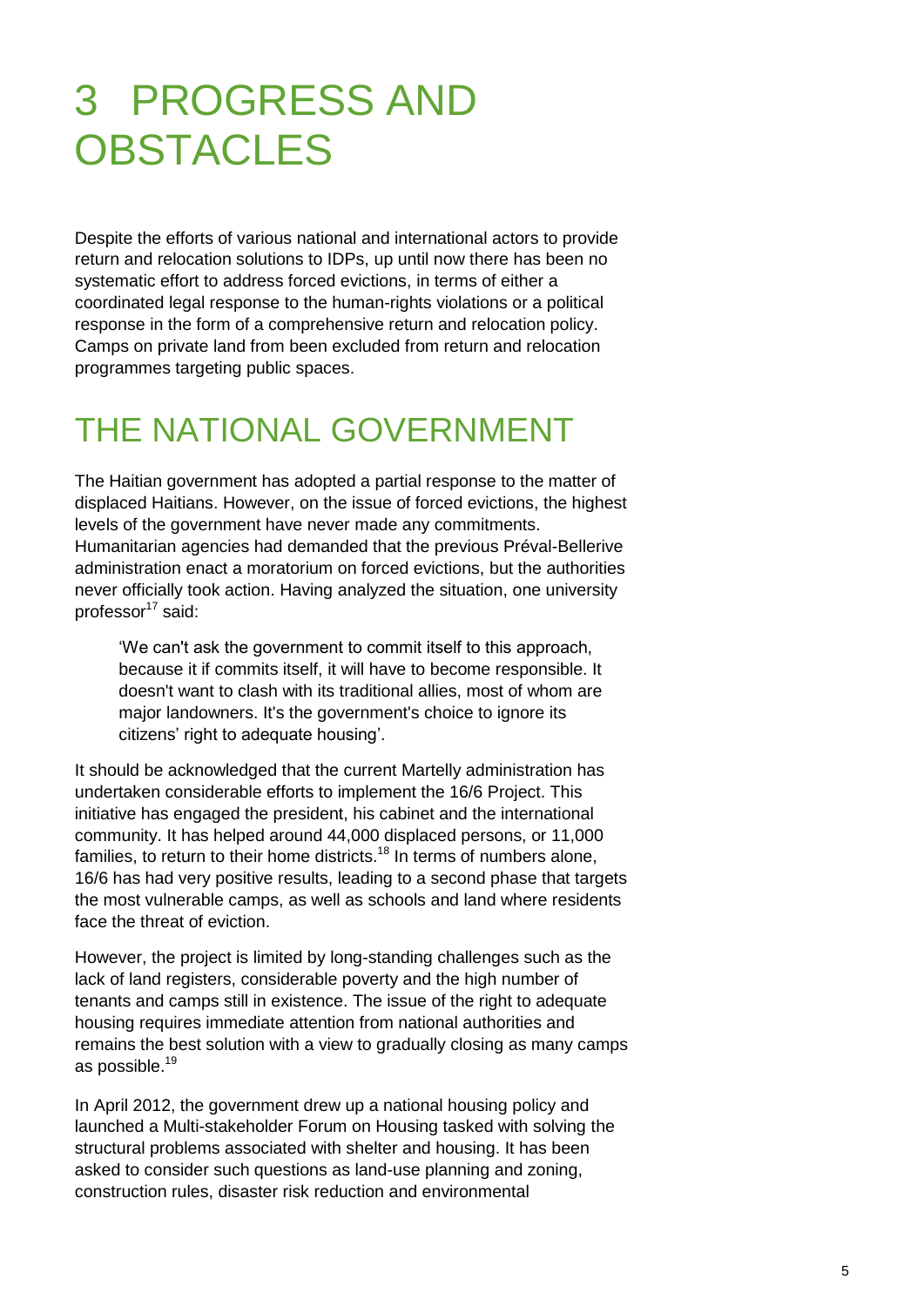# 3 PROGRESS AND OBSTACLES

Despite the efforts of various national and international actors to provide return and relocation solutions to IDPs, up until now there has been no systematic effort to address forced evictions, in terms of either a coordinated legal response to the human-rights violations or a political response in the form of a comprehensive return and relocation policy. Camps on private land from been excluded from return and relocation programmes targeting public spaces.

## THE NATIONAL GOVERNMENT

The Haitian government has adopted a partial response to the matter of displaced Haitians. However, on the issue of forced evictions, the highest levels of the government have never made any commitments. Humanitarian agencies had demanded that the previous Préval-Bellerive administration enact a moratorium on forced evictions, but the authorities never officially took action. Having analyzed the situation, one university professor[17] said:

> 'We can't ask the government to commit itself to this approach, because it if commits itself, it will have to become responsible. It doesn't want to clash with its traditional allies, most of whom are major landowners. It's the government's choice to ignore its citizens' right to adequate housing'.

It should be acknowledged that the current Martelly administration has undertaken considerable efforts to implement the 16/6 Project. This initiative has engaged the president, his cabinet and the international community. It has helped around 44,000 displaced persons, or 11,000 families, to return to their home districts.[18] In terms of numbers alone, 16/6 has had very positive results, leading to a second phase that targets the most vulnerable camps, as well as schools and land where residents face the threat of eviction.

However, the project is limited by long-standing challenges such as the lack of land registers, considerable poverty and the high number of tenants and camps still in existence. The issue of the right to adequate housing requires immediate attention from national authorities and remains the best solution with a view to gradually closing as many camps as possible.[19]

In April 2012, the government drew up a national housing policy and launched a Multi-stakeholder Forum on Housing tasked with solving the structural problems associated with shelter and housing. It has been asked to consider such questions as land-use planning and zoning, construction rules, disaster risk reduction and environmental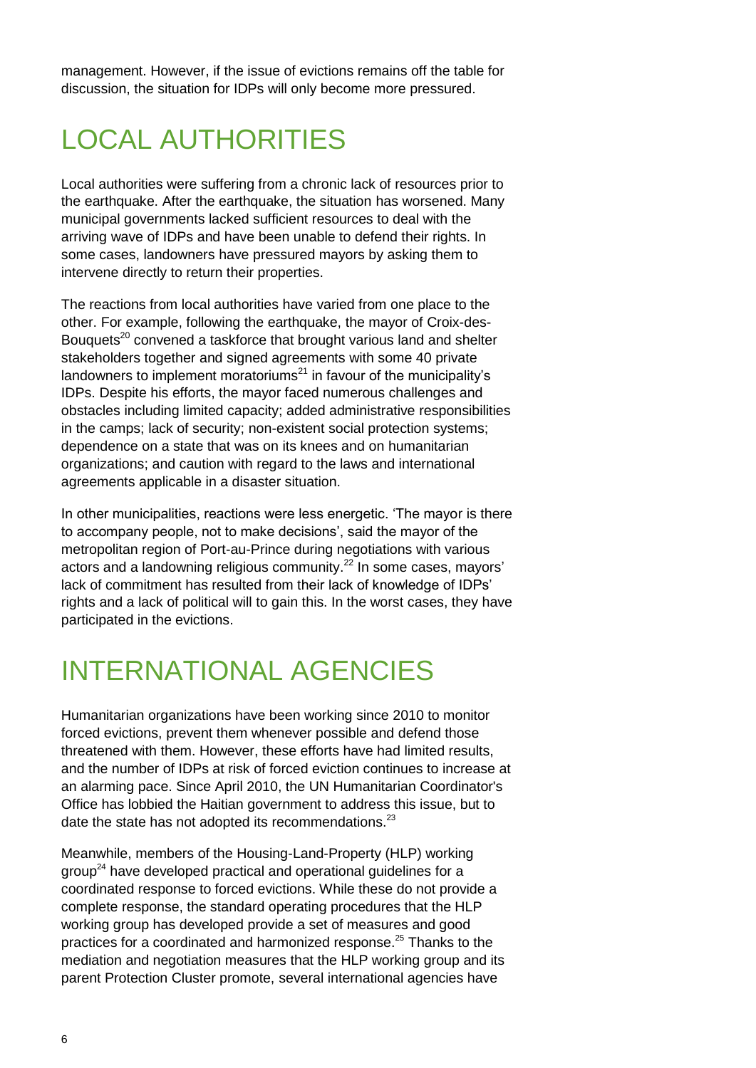management. However, if the issue of evictions remains off the table for discussion, the situation for IDPs will only become more pressured.

# LOCAL AUTHORITIES

Local authorities were suffering from a chronic lack of resources prior to the earthquake. After the earthquake, the situation has worsened. Many municipal governments lacked sufficient resources to deal with the arriving wave of IDPs and have been unable to defend their rights. In some cases, landowners have pressured mayors by asking them to intervene directly to return their properties.

The reactions from local authorities have varied from one place to the other. For example, following the earthquake, the mayor of Croix-des-Bouquets[20] convened a taskforce that brought various land and shelter stakeholders together and signed agreements with some 40 private landowners to implement moratoriums[21] in favour of the municipality's IDPs. Despite his efforts, the mayor faced numerous challenges and obstacles including limited capacity; added administrative responsibilities in the camps; lack of security; non-existent social protection systems; dependence on a state that was on its knees and on humanitarian organizations; and caution with regard to the laws and international agreements applicable in a disaster situation.

In other municipalities, reactions were less energetic. 'The mayor is there to accompany people, not to make decisions', said the mayor of the metropolitan region of Port-au-Prince during negotiations with various actors and a landowning religious community.[22] In some cases, mayors' lack of commitment has resulted from their lack of knowledge of IDPs' rights and a lack of political will to gain this. In the worst cases, they have participated in the evictions.

# INTERNATIONAL AGENCIES

Humanitarian organizations have been working since 2010 to monitor forced evictions, prevent them whenever possible and defend those threatened with them. However, these efforts have had limited results, and the number of IDPs at risk of forced eviction continues to increase at an alarming pace. Since April 2010, the UN Humanitarian Coordinator's Office has lobbied the Haitian government to address this issue, but to date the state has not adopted its recommendations.[23]

Meanwhile, members of the Housing-Land-Property (HLP) working group[24] have developed practical and operational guidelines for a coordinated response to forced evictions. While these do not provide a complete response, the standard operating procedures that the HLP working group has developed provide a set of measures and good practices for a coordinated and harmonized response.[25] Thanks to the mediation and negotiation measures that the HLP working group and its parent Protection Cluster promote, several international agencies have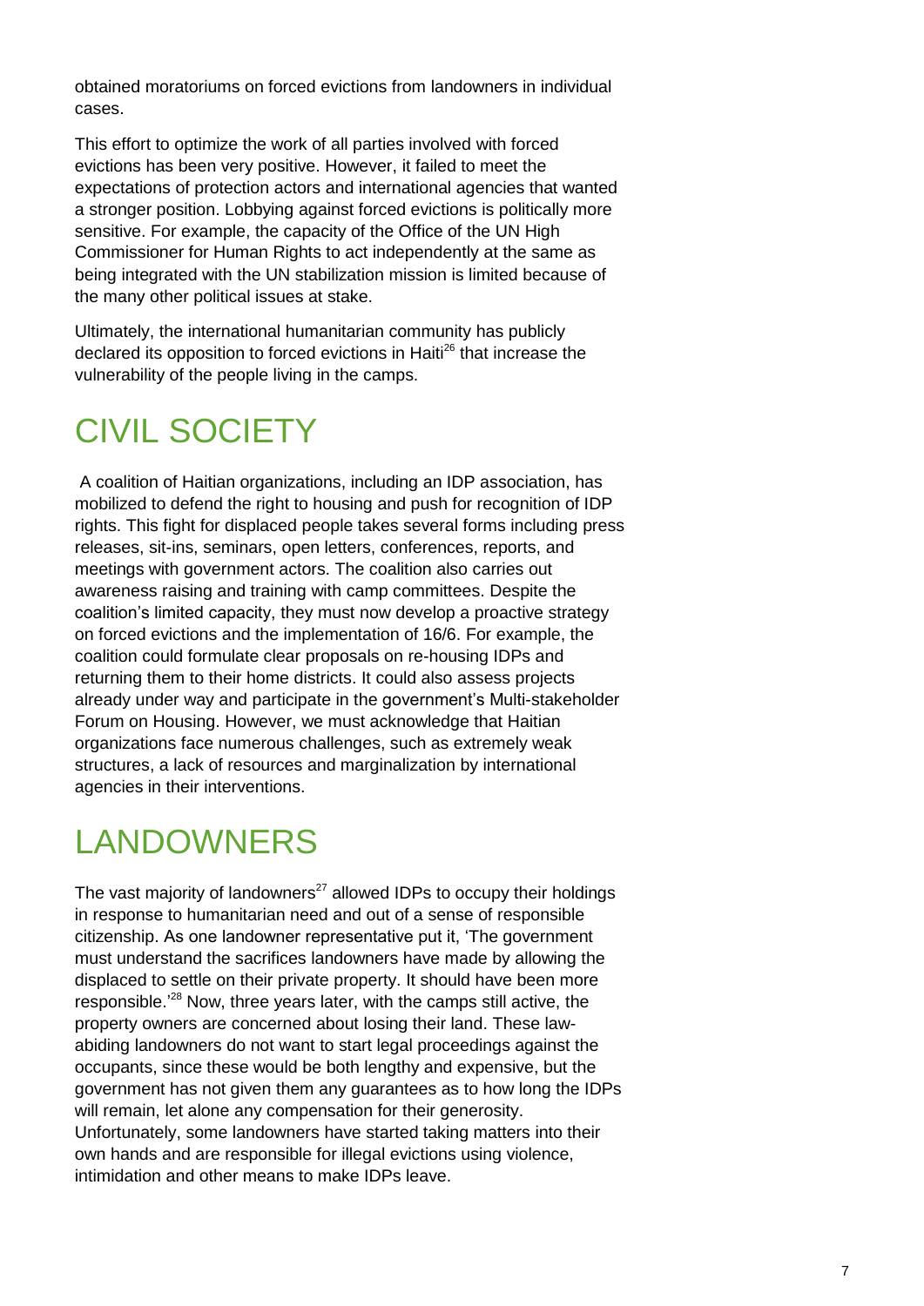obtained moratoriums on forced evictions from landowners in individual cases.

This effort to optimize the work of all parties involved with forced evictions has been very positive. However, it failed to meet the expectations of protection actors and international agencies that wanted a stronger position. Lobbying against forced evictions is politically more sensitive. For example, the capacity of the Office of the UN High Commissioner for Human Rights to act independently at the same as being integrated with the UN stabilization mission is limited because of the many other political issues at stake.

Ultimately, the international humanitarian community has publicly declared its opposition to forced evictions in Haiti[26] that increase the vulnerability of the people living in the camps.

# CIVIL SOCIETY

A coalition of Haitian organizations, including an IDP association, has mobilized to defend the right to housing and push for recognition of IDP rights. This fight for displaced people takes several forms including press releases, sit-ins, seminars, open letters, conferences, reports, and meetings with government actors. The coalition also carries out awareness raising and training with camp committees. Despite the coalition's limited capacity, they must now develop a proactive strategy on forced evictions and the implementation of 16/6. For example, the coalition could formulate clear proposals on re-housing IDPs and returning them to their home districts. It could also assess projects already under way and participate in the government's Multi-stakeholder Forum on Housing. However, we must acknowledge that Haitian organizations face numerous challenges, such as extremely weak structures, a lack of resources and marginalization by international agencies in their interventions.

# LANDOWNERS

The vast majority of landowners[27] allowed IDPs to occupy their holdings in response to humanitarian need and out of a sense of responsible citizenship. As one landowner representative put it, 'The government must understand the sacrifices landowners have made by allowing the displaced to settle on their private property. It should have been more responsible.'[28] Now, three years later, with the camps still active, the property owners are concerned about losing their land. These law-abiding landowners do not want to start legal proceedings against the occupants, since these would be both lengthy and expensive, but the government has not given them any guarantees as to how long the IDPs will remain, let alone any compensation for their generosity. Unfortunately, some landowners have started taking matters into their own hands and are responsible for illegal evictions using violence, intimidation and other means to make IDPs leave.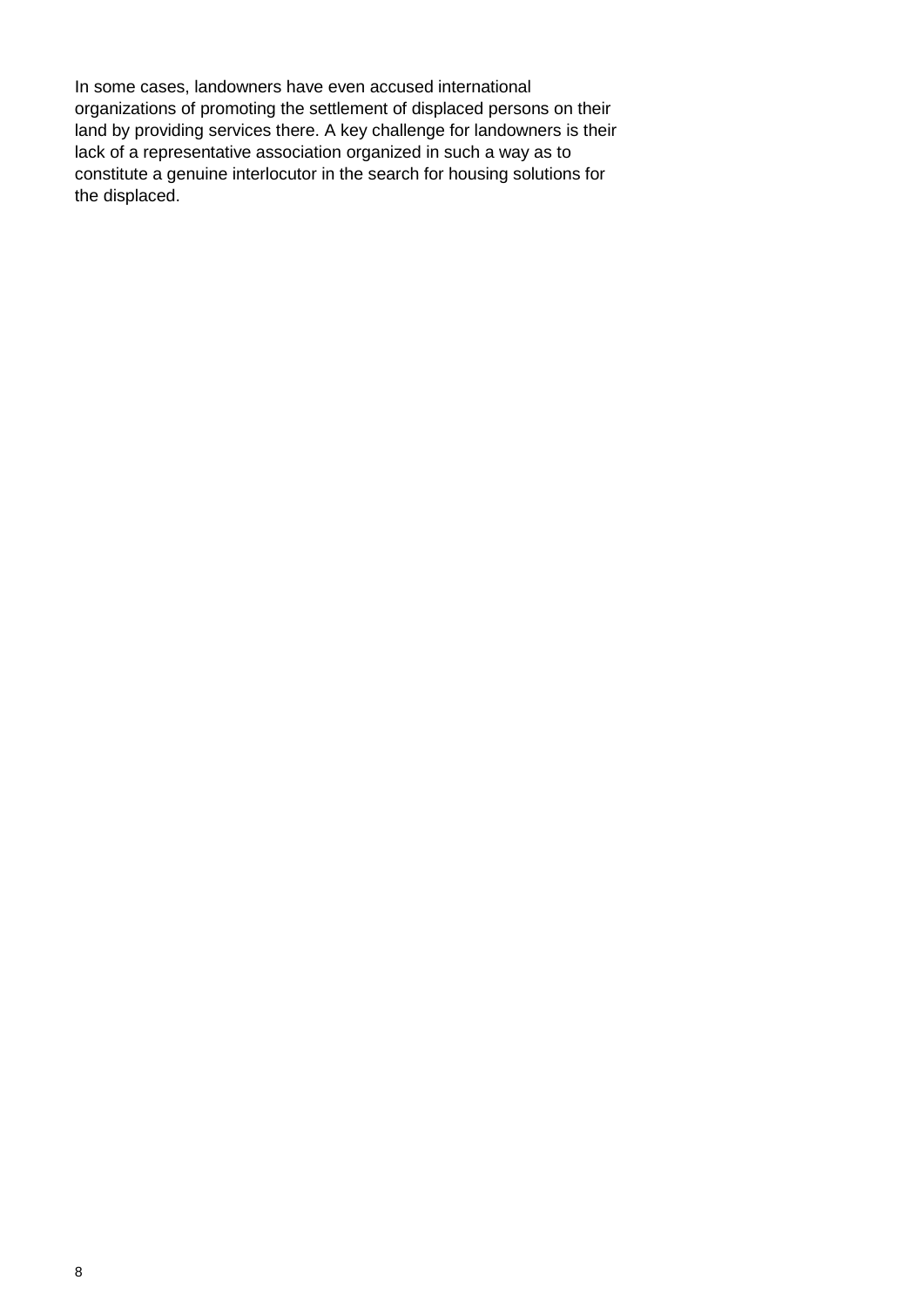In some cases, landowners have even accused international organizations of promoting the settlement of displaced persons on their land by providing services there. A key challenge for landowners is their lack of a representative association organized in such a way as to constitute a genuine interlocutor in the search for housing solutions for the displaced.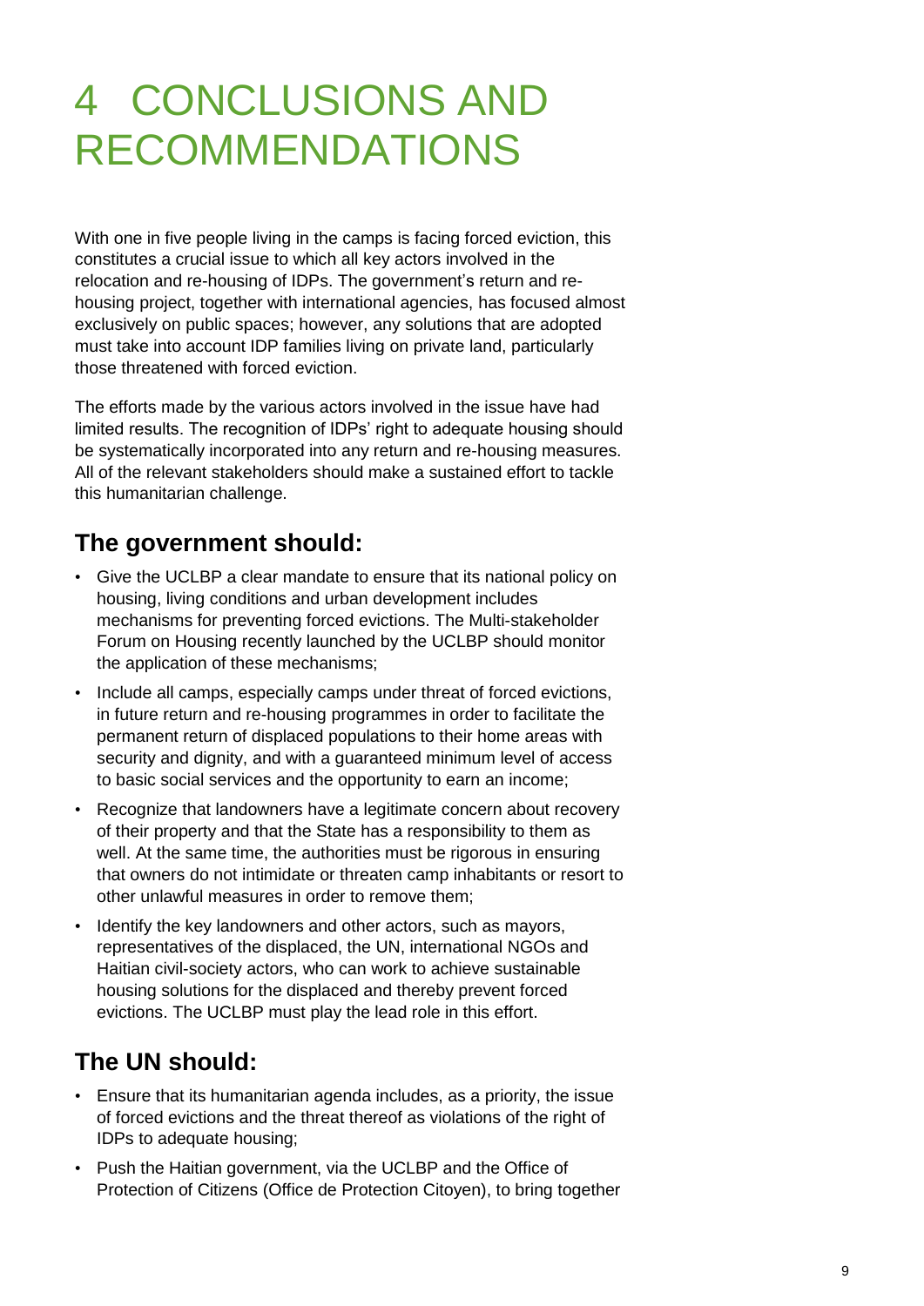# 4 CONCLUSIONS AND RECOMMENDATIONS

With one in five people living in the camps is facing forced eviction, this constitutes a crucial issue to which all key actors involved in the relocation and re-housing of IDPs. The government's return and re-housing project, together with international agencies, has focused almost exclusively on public spaces; however, any solutions that are adopted must take into account IDP families living on private land, particularly those threatened with forced eviction.

The efforts made by the various actors involved in the issue have had limited results. The recognition of IDPs' right to adequate housing should be systematically incorporated into any return and re-housing measures. All of the relevant stakeholders should make a sustained effort to tackle this humanitarian challenge.

## The government should:

- Give the UCLBP a clear mandate to ensure that its national policy on housing, living conditions and urban development includes mechanisms for preventing forced evictions. The Multi-stakeholder Forum on Housing recently launched by the UCLBP should monitor the application of these mechanisms;
- Include all camps, especially camps under threat of forced evictions, in future return and re-housing programmes in order to facilitate the permanent return of displaced populations to their home areas with security and dignity, and with a guaranteed minimum level of access to basic social services and the opportunity to earn an income;
- Recognize that landowners have a legitimate concern about recovery of their property and that the State has a responsibility to them as well. At the same time, the authorities must be rigorous in ensuring that owners do not intimidate or threaten camp inhabitants or resort to other unlawful measures in order to remove them;
- Identify the key landowners and other actors, such as mayors, representatives of the displaced, the UN, international NGOs and Haitian civil-society actors, who can work to achieve sustainable housing solutions for the displaced and thereby prevent forced evictions. The UCLBP must play the lead role in this effort.

## The UN should:

- Ensure that its humanitarian agenda includes, as a priority, the issue of forced evictions and the threat thereof as violations of the right of IDPs to adequate housing;
- Push the Haitian government, via the UCLBP and the Office of Protection of Citizens (Office de Protection Citoyen), to bring together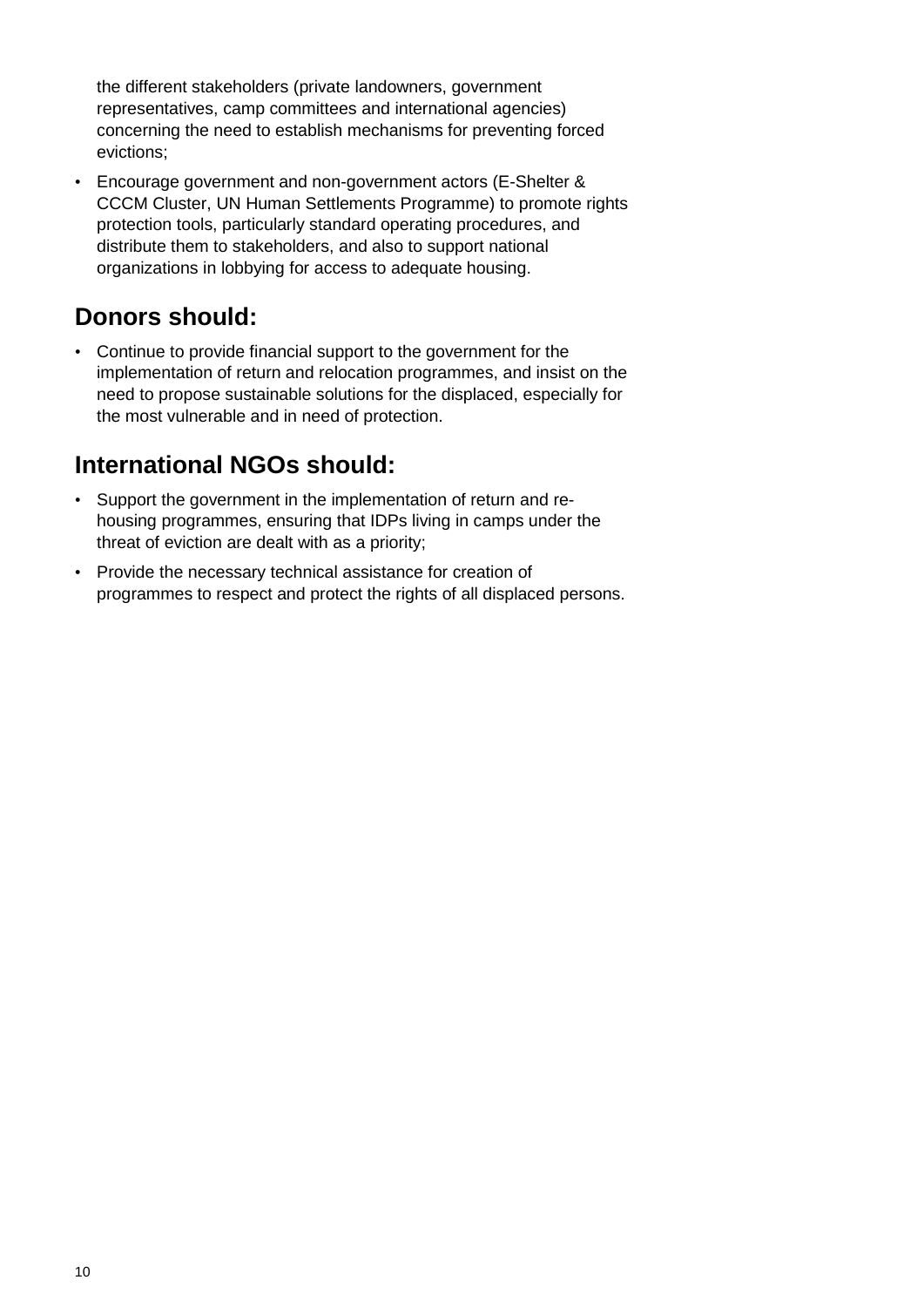the different stakeholders (private landowners, government representatives, camp committees and international agencies) concerning the need to establish mechanisms for preventing forced evictions;

- Encourage government and non-government actors (E-Shelter & CCCM Cluster, UN Human Settlements Programme) to promote rights protection tools, particularly standard operating procedures, and distribute them to stakeholders, and also to support national organizations in lobbying for access to adequate housing.

## Donors should:

- Continue to provide financial support to the government for the implementation of return and relocation programmes, and insist on the need to propose sustainable solutions for the displaced, especially for the most vulnerable and in need of protection.

## International NGOs should:

- Support the government in the implementation of return and re-housing programmes, ensuring that IDPs living in camps under the threat of eviction are dealt with as a priority;
- Provide the necessary technical assistance for creation of programmes to respect and protect the rights of all displaced persons.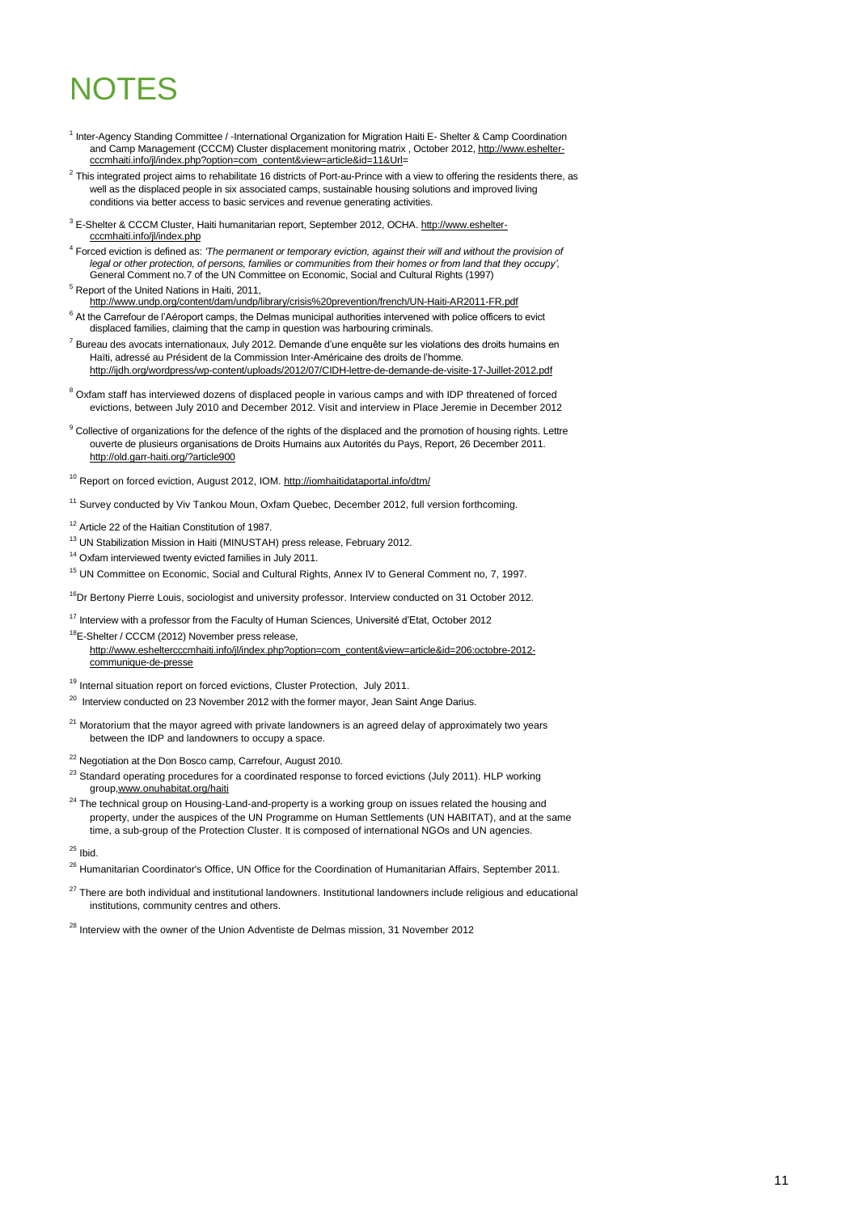# NOTES

[1] Inter-Agency Standing Committee / -International Organization for Migration Haiti E- Shelter & Camp Coordination and Camp Management (CCCM) Cluster displacement monitoring matrix , October 2012, http://www.eshelter-cccmhaiti.info/jl/index.php?option=com_content&view=article&id=11&Url=

[2] This integrated project aims to rehabilitate 16 districts of Port-au-Prince with a view to offering the residents there, as well as the displaced people in six associated camps, sustainable housing solutions and improved living conditions via better access to basic services and revenue generating activities.

[3] E-Shelter & CCCM Cluster, Haiti humanitarian report, September 2012, OCHA. http://www.eshelter-cccmhaiti.info/jl/index.php

[4] Forced eviction is defined as: *'The permanent or temporary eviction, against their will and without the provision of legal or other protection, of persons, families or communities from their homes or from land that they occupy',* General Comment no.7 of the UN Committee on Economic, Social and Cultural Rights (1997)

[5] Report of the United Nations in Haiti, 2011, http://www.undp.org/content/dam/undp/library/crisis%20prevention/french/UN-Haiti-AR2011-FR.pdf

[6] At the Carrefour de l'Aéroport camps, the Delmas municipal authorities intervened with police officers to evict displaced families, claiming that the camp in question was harbouring criminals.

[7] Bureau des avocats internationaux, July 2012. Demande d'une enquête sur les violations des droits humains en Haïti, adressé au Président de la Commission Inter-Américaine des droits de l'homme. http://ijdh.org/wordpress/wp-content/uploads/2012/07/CIDH-lettre-de-demande-de-visite-17-Juillet-2012.pdf

[8] Oxfam staff has interviewed dozens of displaced people in various camps and with IDP threatened of forced evictions, between July 2010 and December 2012. Visit and interview in Place Jeremie in December 2012

[9] Collective of organizations for the defence of the rights of the displaced and the promotion of housing rights. Lettre ouverte de plusieurs organisations de Droits Humains aux Autorités du Pays, Report, 26 December 2011. http://old.garr-haiti.org/?article900

[10] Report on forced eviction, August 2012, IOM. http://iomhaitidataportal.info/dtm/

[11] Survey conducted by Viv Tankou Moun, Oxfam Quebec, December 2012, full version forthcoming.

[12] Article 22 of the Haitian Constitution of 1987.

[13] UN Stabilization Mission in Haiti (MINUSTAH) press release, February 2012.

[14] Oxfam interviewed twenty evicted families in July 2011.

[15] UN Committee on Economic, Social and Cultural Rights, Annex IV to General Comment no, 7, 1997.

[16] Dr Bertony Pierre Louis, sociologist and university professor. Interview conducted on 31 October 2012.

[17] Interview with a professor from the Faculty of Human Sciences, Université d'Etat, October 2012

[18] E-Shelter / CCCM (2012) November press release, http://www.eshelttercccmhaiti.info/jl/index.php?option=com_content&view=article&id=206:octobre-2012-communique-de-presse

[19] Internal situation report on forced evictions, Cluster Protection, July 2011.

[20] Interview conducted on 23 November 2012 with the former mayor, Jean Saint Ange Darius.

[21] Moratorium that the mayor agreed with private landowners is an agreed delay of approximately two years between the IDP and landowners to occupy a space.

[22] Negotiation at the Don Bosco camp, Carrefour, August 2010.

[23] Standard operating procedures for a coordinated response to forced evictions (July 2011). HLP working group, www.onuhabitat.org/haiti

[24] The technical group on Housing-Land-and-property is a working group on issues related the housing and property, under the auspices of the UN Programme on Human Settlements (UN HABITAT), and at the same time, a sub-group of the Protection Cluster. It is composed of international NGOs and UN agencies.

[25] Ibid.

[26] Humanitarian Coordinator's Office, UN Office for the Coordination of Humanitarian Affairs, September 2011.

[27] There are both individual and institutional landowners. Institutional landowners include religious and educational institutions, community centres and others.

[28] Interview with the owner of the Union Adventiste de Delmas mission, 31 November 2012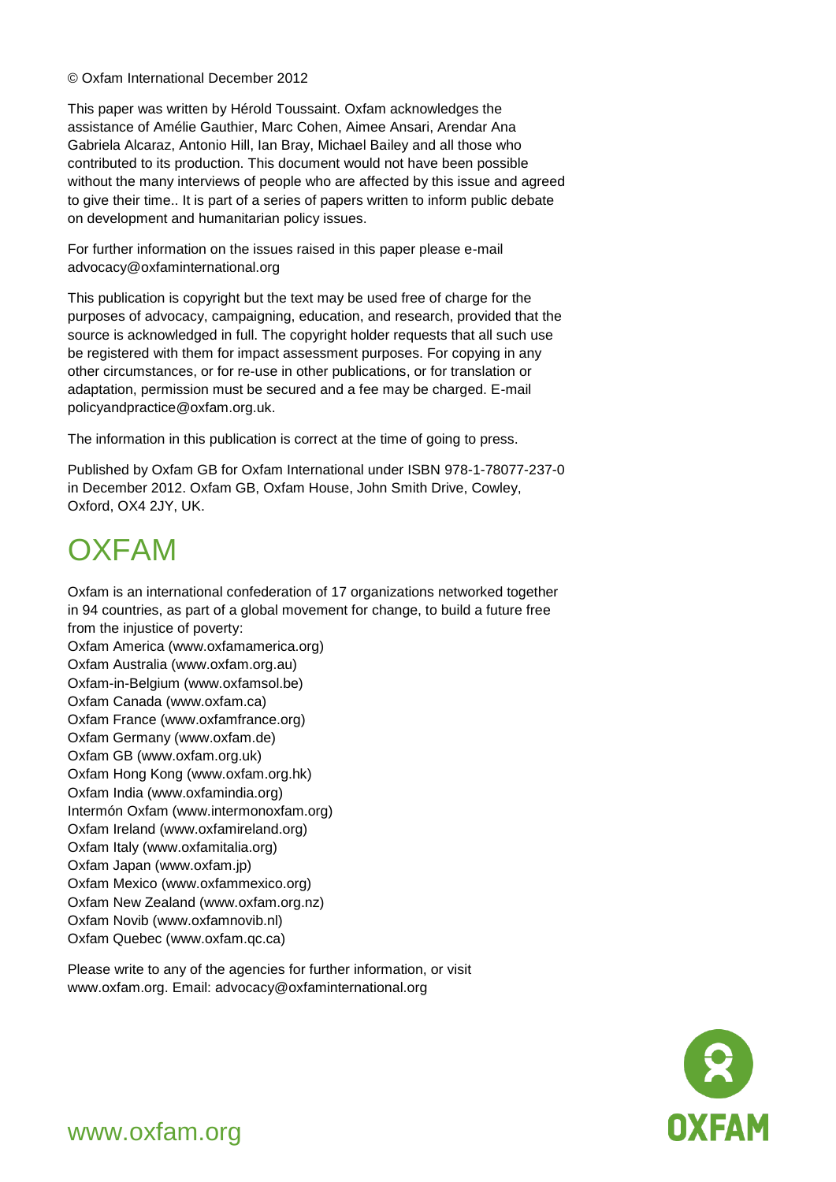© Oxfam International December 2012

This paper was written by Hérold Toussaint. Oxfam acknowledges the assistance of Amélie Gauthier, Marc Cohen, Aimee Ansari, Arendar Ana Gabriela Alcaraz, Antonio Hill, Ian Bray, Michael Bailey and all those who contributed to its production. This document would not have been possible without the many interviews of people who are affected by this issue and agreed to give their time.. It is part of a series of papers written to inform public debate on development and humanitarian policy issues.

For further information on the issues raised in this paper please e-mail advocacy@oxfaminternational.org

This publication is copyright but the text may be used free of charge for the purposes of advocacy, campaigning, education, and research, provided that the source is acknowledged in full. The copyright holder requests that all such use be registered with them for impact assessment purposes. For copying in any other circumstances, or for re-use in other publications, or for translation or adaptation, permission must be secured and a fee may be charged. E-mail policyandpractice@oxfam.org.uk.

The information in this publication is correct at the time of going to press.

Published by Oxfam GB for Oxfam International under ISBN 978-1-78077-237-0 in December 2012. Oxfam GB, Oxfam House, John Smith Drive, Cowley, Oxford, OX4 2JY, UK.

# OXFAM

Oxfam is an international confederation of 17 organizations networked together in 94 countries, as part of a global movement for change, to build a future free from the injustice of poverty:
Oxfam America (www.oxfamamerica.org)
Oxfam Australia (www.oxfam.org.au)
Oxfam-in-Belgium (www.oxfamsol.be)
Oxfam Canada (www.oxfam.ca)
Oxfam France (www.oxfamfrance.org)
Oxfam Germany (www.oxfam.de)
Oxfam GB (www.oxfam.org.uk)
Oxfam Hong Kong (www.oxfam.org.hk)
Oxfam India (www.oxfamindia.org)
Intermón Oxfam (www.intermonoxfam.org)
Oxfam Ireland (www.oxfamireland.org)
Oxfam Italy (www.oxfamitalia.org)
Oxfam Japan (www.oxfam.jp)
Oxfam Mexico (www.oxfammexico.org)
Oxfam New Zealand (www.oxfam.org.nz)
Oxfam Novib (www.oxfamnovib.nl)
Oxfam Quebec (www.oxfam.qc.ca)

Please write to any of the agencies for further information, or visit www.oxfam.org. Email: advocacy@oxfaminternational.org

www.oxfam.org

OXFAM